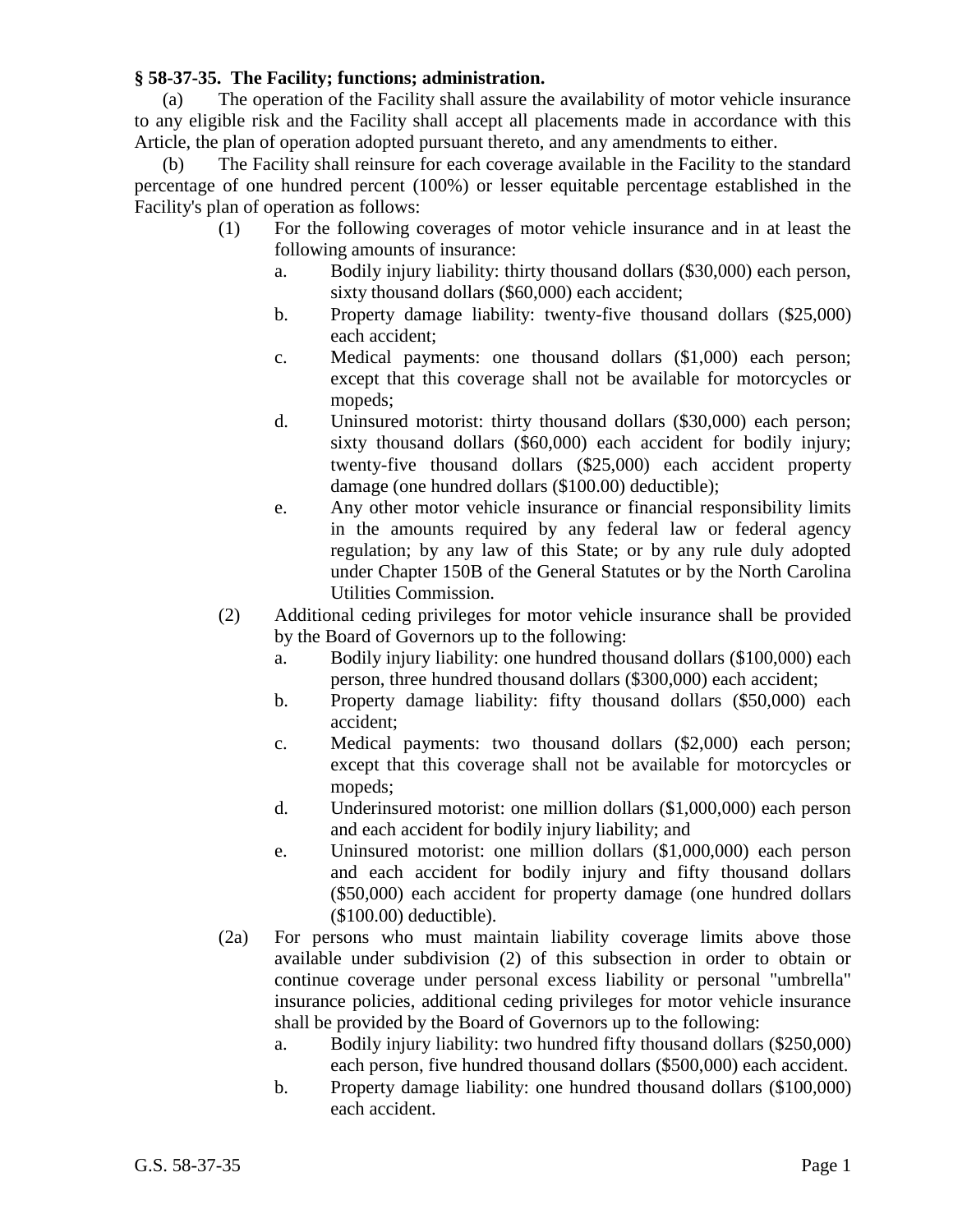**§ 58-37-35. The Facility; functions; administration.**

(a) The operation of the Facility shall assure the availability of motor vehicle insurance to any eligible risk and the Facility shall accept all placements made in accordance with this Article, the plan of operation adopted pursuant thereto, and any amendments to either.

(b) The Facility shall reinsure for each coverage available in the Facility to the standard percentage of one hundred percent (100%) or lesser equitable percentage established in the Facility's plan of operation as follows:

- (1) For the following coverages of motor vehicle insurance and in at least the following amounts of insurance:
  - a. Bodily injury liability: thirty thousand dollars ($30,000) each person, sixty thousand dollars ($60,000) each accident;
  - b. Property damage liability: twenty-five thousand dollars ($25,000) each accident;
  - c. Medical payments: one thousand dollars ($1,000) each person; except that this coverage shall not be available for motorcycles or mopeds;
  - d. Uninsured motorist: thirty thousand dollars ($30,000) each person; sixty thousand dollars ($60,000) each accident for bodily injury; twenty-five thousand dollars ($25,000) each accident property damage (one hundred dollars ($100.00) deductible);
  - e. Any other motor vehicle insurance or financial responsibility limits in the amounts required by any federal law or federal agency regulation; by any law of this State; or by any rule duly adopted under Chapter 150B of the General Statutes or by the North Carolina Utilities Commission.
- (2) Additional ceding privileges for motor vehicle insurance shall be provided by the Board of Governors up to the following:
  - a. Bodily injury liability: one hundred thousand dollars ($100,000) each person, three hundred thousand dollars ($300,000) each accident;
  - b. Property damage liability: fifty thousand dollars ($50,000) each accident;
  - c. Medical payments: two thousand dollars ($2,000) each person; except that this coverage shall not be available for motorcycles or mopeds;
  - d. Underinsured motorist: one million dollars ($1,000,000) each person and each accident for bodily injury liability; and
  - e. Uninsured motorist: one million dollars ($1,000,000) each person and each accident for bodily injury and fifty thousand dollars ($50,000) each accident for property damage (one hundred dollars ($100.00) deductible).
- (2a) For persons who must maintain liability coverage limits above those available under subdivision (2) of this subsection in order to obtain or continue coverage under personal excess liability or personal "umbrella" insurance policies, additional ceding privileges for motor vehicle insurance shall be provided by the Board of Governors up to the following:
  - a. Bodily injury liability: two hundred fifty thousand dollars ($250,000) each person, five hundred thousand dollars ($500,000) each accident.
  - b. Property damage liability: one hundred thousand dollars ($100,000) each accident.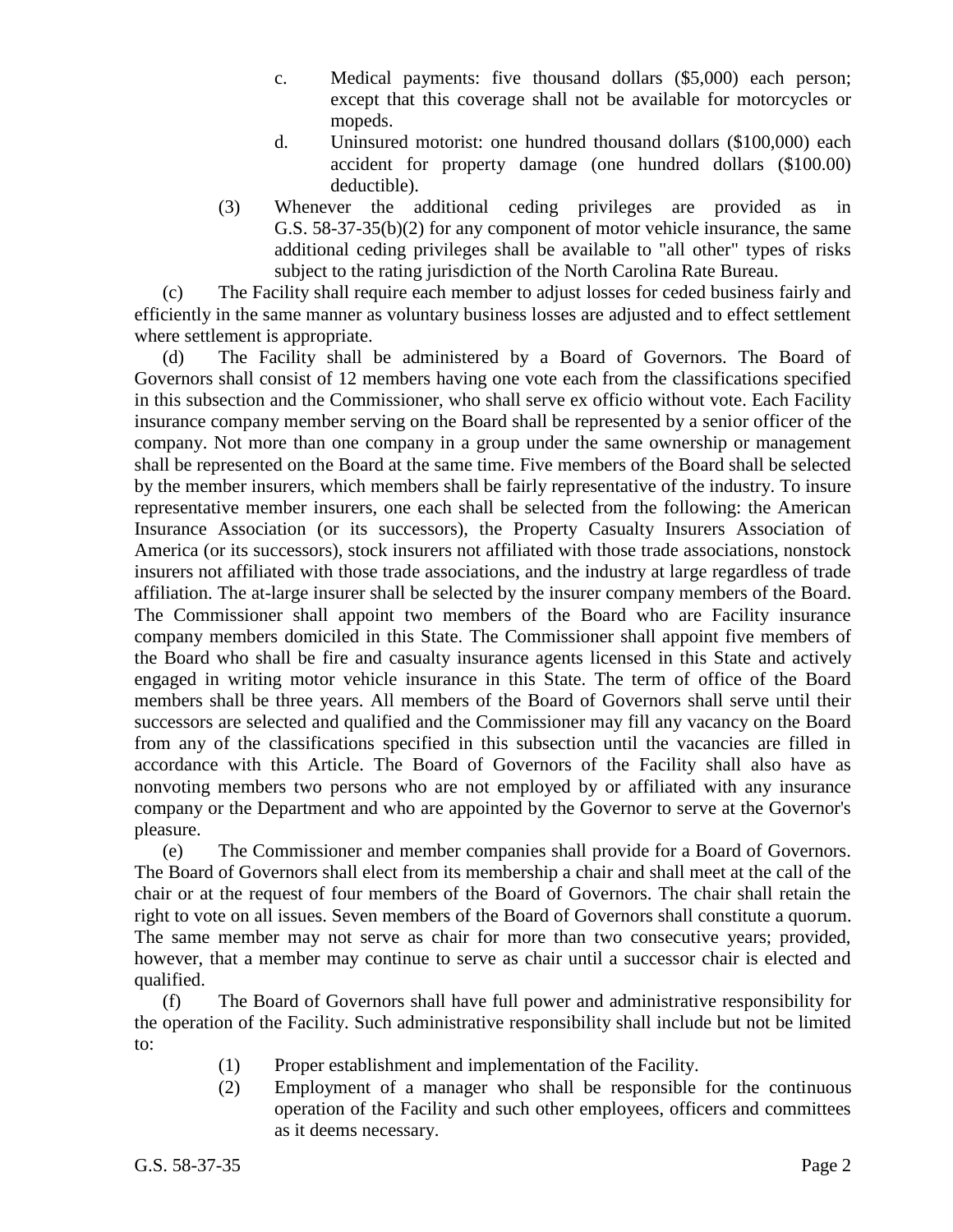c. Medical payments: five thousand dollars ($5,000) each person; except that this coverage shall not be available for motorcycles or mopeds.

d. Uninsured motorist: one hundred thousand dollars ($100,000) each accident for property damage (one hundred dollars ($100.00) deductible).

(3) Whenever the additional ceding privileges are provided as in G.S. 58-37-35(b)(2) for any component of motor vehicle insurance, the same additional ceding privileges shall be available to "all other" types of risks subject to the rating jurisdiction of the North Carolina Rate Bureau.

(c) The Facility shall require each member to adjust losses for ceded business fairly and efficiently in the same manner as voluntary business losses are adjusted and to effect settlement where settlement is appropriate.

(d) The Facility shall be administered by a Board of Governors. The Board of Governors shall consist of 12 members having one vote each from the classifications specified in this subsection and the Commissioner, who shall serve ex officio without vote. Each Facility insurance company member serving on the Board shall be represented by a senior officer of the company. Not more than one company in a group under the same ownership or management shall be represented on the Board at the same time. Five members of the Board shall be selected by the member insurers, which members shall be fairly representative of the industry. To insure representative member insurers, one each shall be selected from the following: the American Insurance Association (or its successors), the Property Casualty Insurers Association of America (or its successors), stock insurers not affiliated with those trade associations, nonstock insurers not affiliated with those trade associations, and the industry at large regardless of trade affiliation. The at-large insurer shall be selected by the insurer company members of the Board. The Commissioner shall appoint two members of the Board who are Facility insurance company members domiciled in this State. The Commissioner shall appoint five members of the Board who shall be fire and casualty insurance agents licensed in this State and actively engaged in writing motor vehicle insurance in this State. The term of office of the Board members shall be three years. All members of the Board of Governors shall serve until their successors are selected and qualified and the Commissioner may fill any vacancy on the Board from any of the classifications specified in this subsection until the vacancies are filled in accordance with this Article. The Board of Governors of the Facility shall also have as nonvoting members two persons who are not employed by or affiliated with any insurance company or the Department and who are appointed by the Governor to serve at the Governor's pleasure.

(e) The Commissioner and member companies shall provide for a Board of Governors. The Board of Governors shall elect from its membership a chair and shall meet at the call of the chair or at the request of four members of the Board of Governors. The chair shall retain the right to vote on all issues. Seven members of the Board of Governors shall constitute a quorum. The same member may not serve as chair for more than two consecutive years; provided, however, that a member may continue to serve as chair until a successor chair is elected and qualified.

(f) The Board of Governors shall have full power and administrative responsibility for the operation of the Facility. Such administrative responsibility shall include but not be limited to:

(1) Proper establishment and implementation of the Facility.

(2) Employment of a manager who shall be responsible for the continuous operation of the Facility and such other employees, officers and committees as it deems necessary.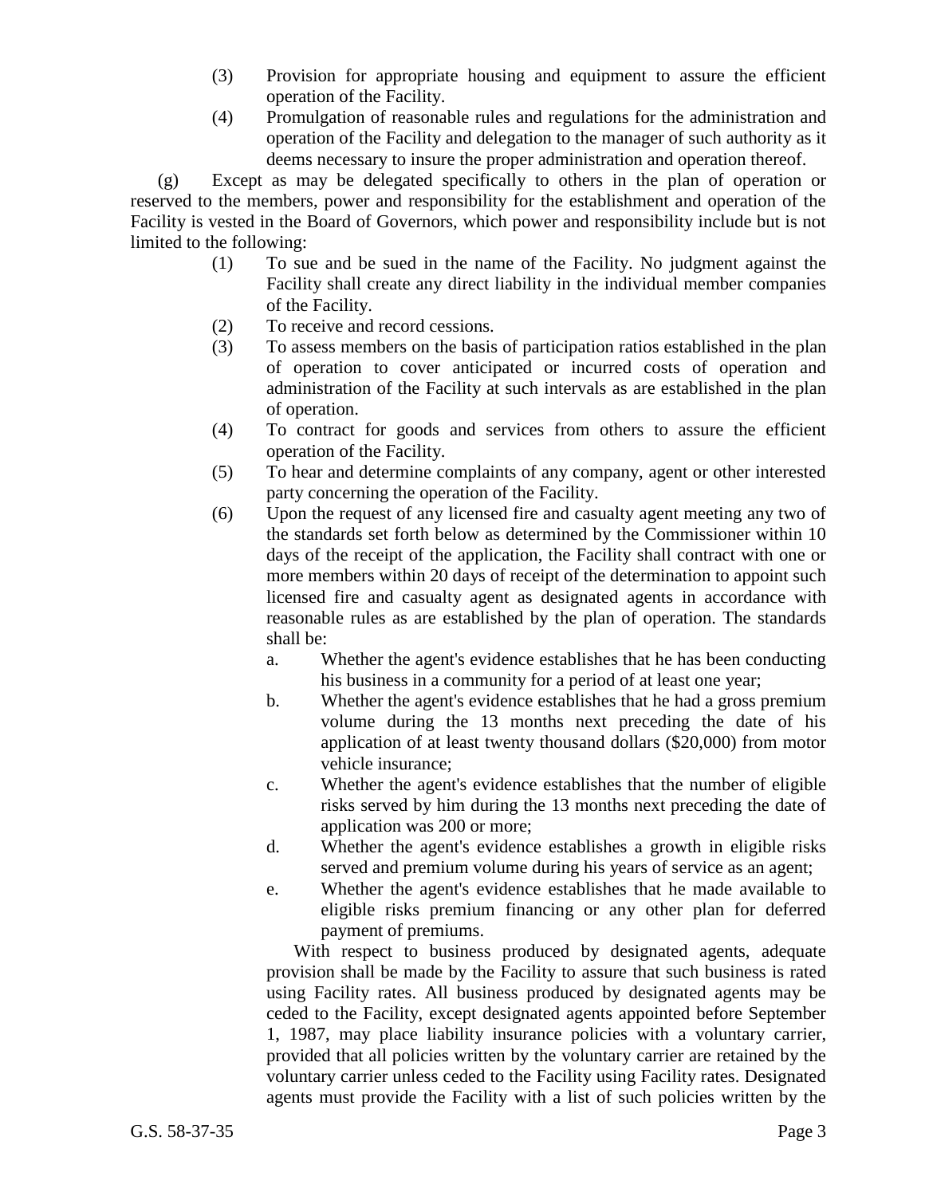(3) Provision for appropriate housing and equipment to assure the efficient operation of the Facility.

(4) Promulgation of reasonable rules and regulations for the administration and operation of the Facility and delegation to the manager of such authority as it deems necessary to insure the proper administration and operation thereof.

(g) Except as may be delegated specifically to others in the plan of operation or reserved to the members, power and responsibility for the establishment and operation of the Facility is vested in the Board of Governors, which power and responsibility include but is not limited to the following:

(1) To sue and be sued in the name of the Facility. No judgment against the Facility shall create any direct liability in the individual member companies of the Facility.

(2) To receive and record cessions.

(3) To assess members on the basis of participation ratios established in the plan of operation to cover anticipated or incurred costs of operation and administration of the Facility at such intervals as are established in the plan of operation.

(4) To contract for goods and services from others to assure the efficient operation of the Facility.

(5) To hear and determine complaints of any company, agent or other interested party concerning the operation of the Facility.

(6) Upon the request of any licensed fire and casualty agent meeting any two of the standards set forth below as determined by the Commissioner within 10 days of the receipt of the application, the Facility shall contract with one or more members within 20 days of receipt of the determination to appoint such licensed fire and casualty agent as designated agents in accordance with reasonable rules as are established by the plan of operation. The standards shall be:

a. Whether the agent's evidence establishes that he has been conducting his business in a community for a period of at least one year;

b. Whether the agent's evidence establishes that he had a gross premium volume during the 13 months next preceding the date of his application of at least twenty thousand dollars ($20,000) from motor vehicle insurance;

c. Whether the agent's evidence establishes that the number of eligible risks served by him during the 13 months next preceding the date of application was 200 or more;

d. Whether the agent's evidence establishes a growth in eligible risks served and premium volume during his years of service as an agent;

e. Whether the agent's evidence establishes that he made available to eligible risks premium financing or any other plan for deferred payment of premiums.

With respect to business produced by designated agents, adequate provision shall be made by the Facility to assure that such business is rated using Facility rates. All business produced by designated agents may be ceded to the Facility, except designated agents appointed before September 1, 1987, may place liability insurance policies with a voluntary carrier, provided that all policies written by the voluntary carrier are retained by the voluntary carrier unless ceded to the Facility using Facility rates. Designated agents must provide the Facility with a list of such policies written by the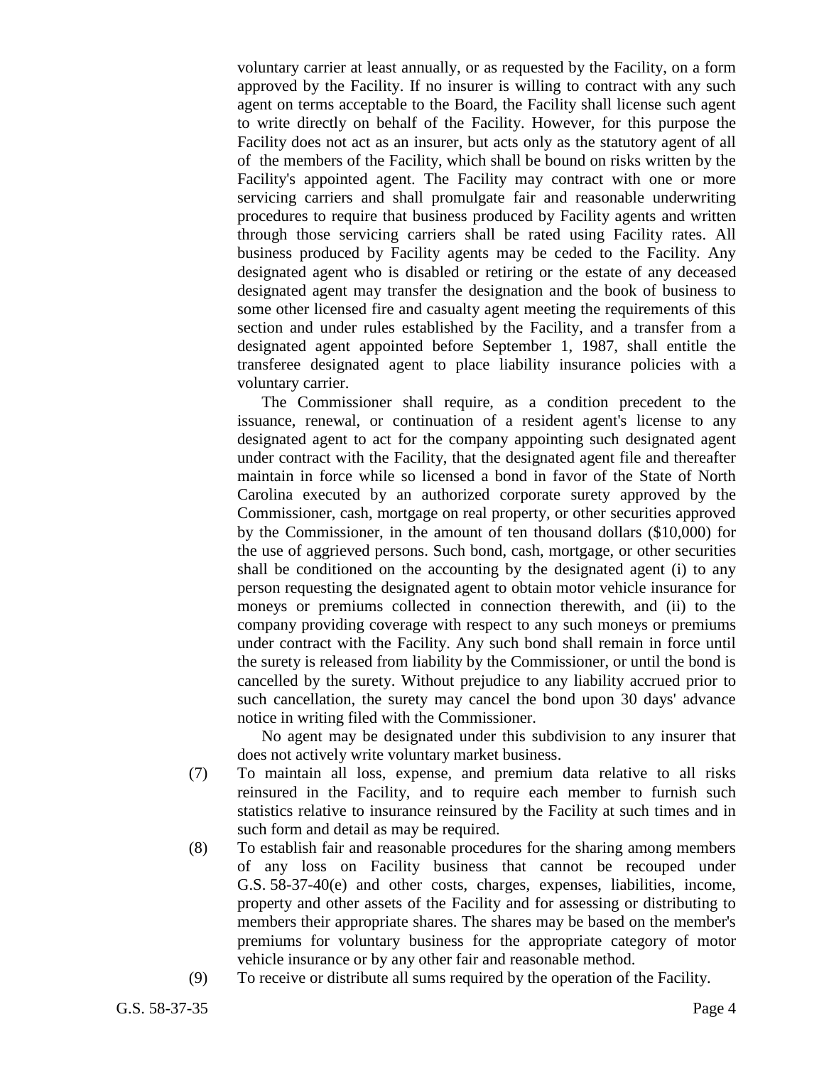voluntary carrier at least annually, or as requested by the Facility, on a form approved by the Facility. If no insurer is willing to contract with any such agent on terms acceptable to the Board, the Facility shall license such agent to write directly on behalf of the Facility. However, for this purpose the Facility does not act as an insurer, but acts only as the statutory agent of all of the members of the Facility, which shall be bound on risks written by the Facility's appointed agent. The Facility may contract with one or more servicing carriers and shall promulgate fair and reasonable underwriting procedures to require that business produced by Facility agents and written through those servicing carriers shall be rated using Facility rates. All business produced by Facility agents may be ceded to the Facility. Any designated agent who is disabled or retiring or the estate of any deceased designated agent may transfer the designation and the book of business to some other licensed fire and casualty agent meeting the requirements of this section and under rules established by the Facility, and a transfer from a designated agent appointed before September 1, 1987, shall entitle the transferee designated agent to place liability insurance policies with a voluntary carrier.

The Commissioner shall require, as a condition precedent to the issuance, renewal, or continuation of a resident agent's license to any designated agent to act for the company appointing such designated agent under contract with the Facility, that the designated agent file and thereafter maintain in force while so licensed a bond in favor of the State of North Carolina executed by an authorized corporate surety approved by the Commissioner, cash, mortgage on real property, or other securities approved by the Commissioner, in the amount of ten thousand dollars ($10,000) for the use of aggrieved persons. Such bond, cash, mortgage, or other securities shall be conditioned on the accounting by the designated agent (i) to any person requesting the designated agent to obtain motor vehicle insurance for moneys or premiums collected in connection therewith, and (ii) to the company providing coverage with respect to any such moneys or premiums under contract with the Facility. Any such bond shall remain in force until the surety is released from liability by the Commissioner, or until the bond is cancelled by the surety. Without prejudice to any liability accrued prior to such cancellation, the surety may cancel the bond upon 30 days' advance notice in writing filed with the Commissioner.

No agent may be designated under this subdivision to any insurer that does not actively write voluntary market business.

(7) To maintain all loss, expense, and premium data relative to all risks reinsured in the Facility, and to require each member to furnish such statistics relative to insurance reinsured by the Facility at such times and in such form and detail as may be required.

(8) To establish fair and reasonable procedures for the sharing among members of any loss on Facility business that cannot be recouped under G.S. 58-37-40(e) and other costs, charges, expenses, liabilities, income, property and other assets of the Facility and for assessing or distributing to members their appropriate shares. The shares may be based on the member's premiums for voluntary business for the appropriate category of motor vehicle insurance or by any other fair and reasonable method.

(9) To receive or distribute all sums required by the operation of the Facility.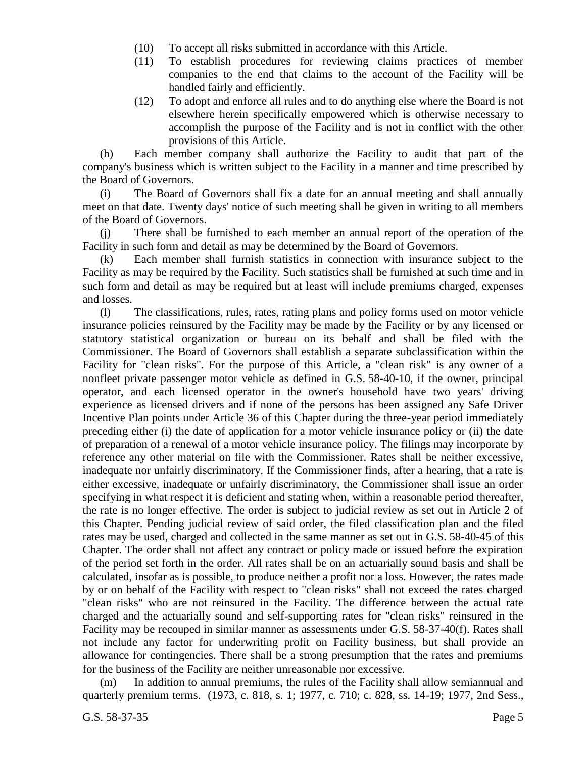(10) To accept all risks submitted in accordance with this Article.

(11) To establish procedures for reviewing claims practices of member companies to the end that claims to the account of the Facility will be handled fairly and efficiently.

(12) To adopt and enforce all rules and to do anything else where the Board is not elsewhere herein specifically empowered which is otherwise necessary to accomplish the purpose of the Facility and is not in conflict with the other provisions of this Article.

(h) Each member company shall authorize the Facility to audit that part of the company's business which is written subject to the Facility in a manner and time prescribed by the Board of Governors.

(i) The Board of Governors shall fix a date for an annual meeting and shall annually meet on that date. Twenty days' notice of such meeting shall be given in writing to all members of the Board of Governors.

(j) There shall be furnished to each member an annual report of the operation of the Facility in such form and detail as may be determined by the Board of Governors.

(k) Each member shall furnish statistics in connection with insurance subject to the Facility as may be required by the Facility. Such statistics shall be furnished at such time and in such form and detail as may be required but at least will include premiums charged, expenses and losses.

(l) The classifications, rules, rates, rating plans and policy forms used on motor vehicle insurance policies reinsured by the Facility may be made by the Facility or by any licensed or statutory statistical organization or bureau on its behalf and shall be filed with the Commissioner. The Board of Governors shall establish a separate subclassification within the Facility for "clean risks". For the purpose of this Article, a "clean risk" is any owner of a nonfleet private passenger motor vehicle as defined in G.S. 58-40-10, if the owner, principal operator, and each licensed operator in the owner's household have two years' driving experience as licensed drivers and if none of the persons has been assigned any Safe Driver Incentive Plan points under Article 36 of this Chapter during the three-year period immediately preceding either (i) the date of application for a motor vehicle insurance policy or (ii) the date of preparation of a renewal of a motor vehicle insurance policy. The filings may incorporate by reference any other material on file with the Commissioner. Rates shall be neither excessive, inadequate nor unfairly discriminatory. If the Commissioner finds, after a hearing, that a rate is either excessive, inadequate or unfairly discriminatory, the Commissioner shall issue an order specifying in what respect it is deficient and stating when, within a reasonable period thereafter, the rate is no longer effective. The order is subject to judicial review as set out in Article 2 of this Chapter. Pending judicial review of said order, the filed classification plan and the filed rates may be used, charged and collected in the same manner as set out in G.S. 58-40-45 of this Chapter. The order shall not affect any contract or policy made or issued before the expiration of the period set forth in the order. All rates shall be on an actuarially sound basis and shall be calculated, insofar as is possible, to produce neither a profit nor a loss. However, the rates made by or on behalf of the Facility with respect to "clean risks" shall not exceed the rates charged "clean risks" who are not reinsured in the Facility. The difference between the actual rate charged and the actuarially sound and self-supporting rates for "clean risks" reinsured in the Facility may be recouped in similar manner as assessments under G.S. 58-37-40(f). Rates shall not include any factor for underwriting profit on Facility business, but shall provide an allowance for contingencies. There shall be a strong presumption that the rates and premiums for the business of the Facility are neither unreasonable nor excessive.

(m) In addition to annual premiums, the rules of the Facility shall allow semiannual and quarterly premium terms. (1973, c. 818, s. 1; 1977, c. 710; c. 828, ss. 14-19; 1977, 2nd Sess.,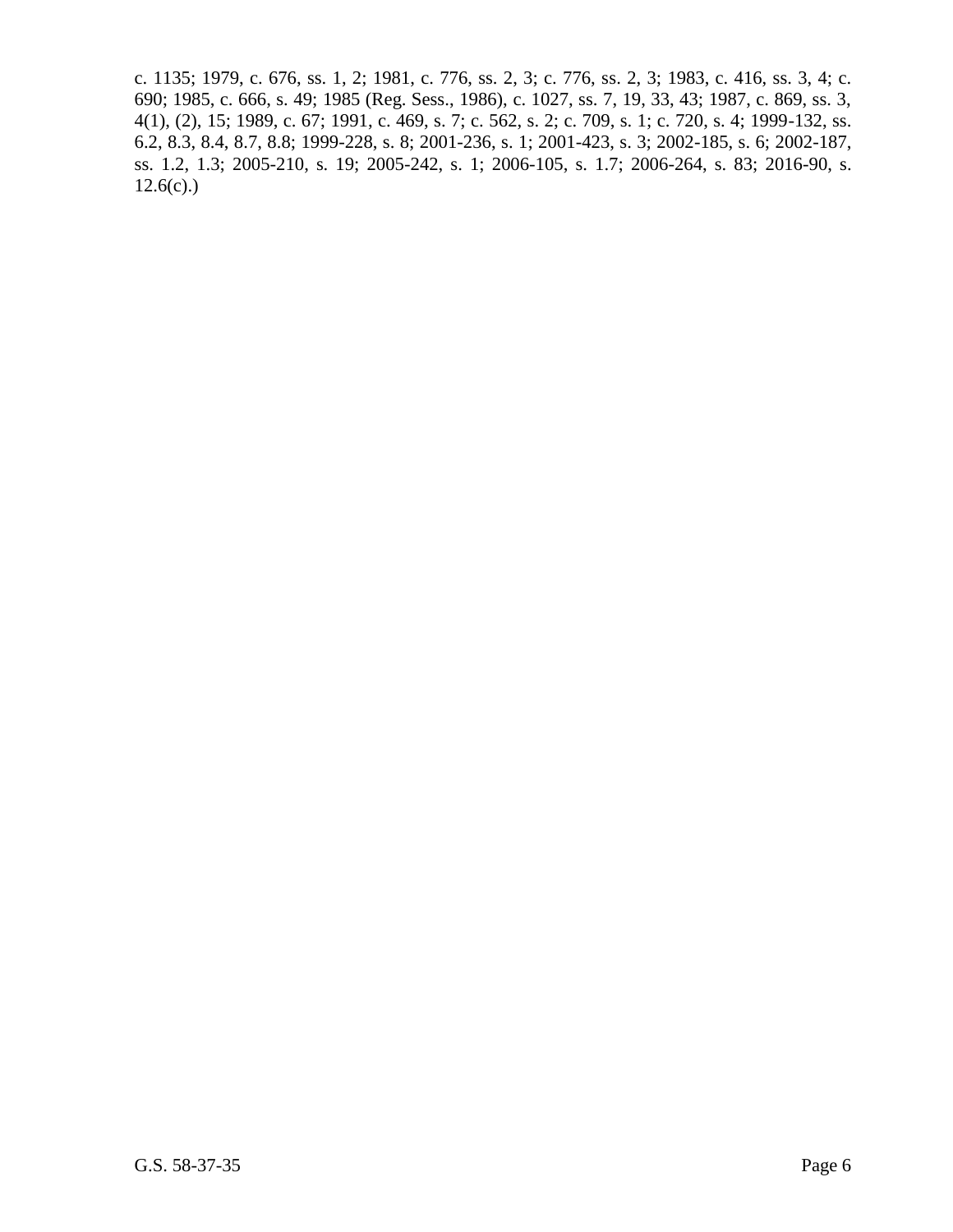c. 1135; 1979, c. 676, ss. 1, 2; 1981, c. 776, ss. 2, 3; c. 776, ss. 2, 3; 1983, c. 416, ss. 3, 4; c. 690; 1985, c. 666, s. 49; 1985 (Reg. Sess., 1986), c. 1027, ss. 7, 19, 33, 43; 1987, c. 869, ss. 3, 4(1), (2), 15; 1989, c. 67; 1991, c. 469, s. 7; c. 562, s. 2; c. 709, s. 1; c. 720, s. 4; 1999-132, ss. 6.2, 8.3, 8.4, 8.7, 8.8; 1999-228, s. 8; 2001-236, s. 1; 2001-423, s. 3; 2002-185, s. 6; 2002-187, ss. 1.2, 1.3; 2005-210, s. 19; 2005-242, s. 1; 2006-105, s. 1.7; 2006-264, s. 83; 2016-90, s. 12.6(c).)